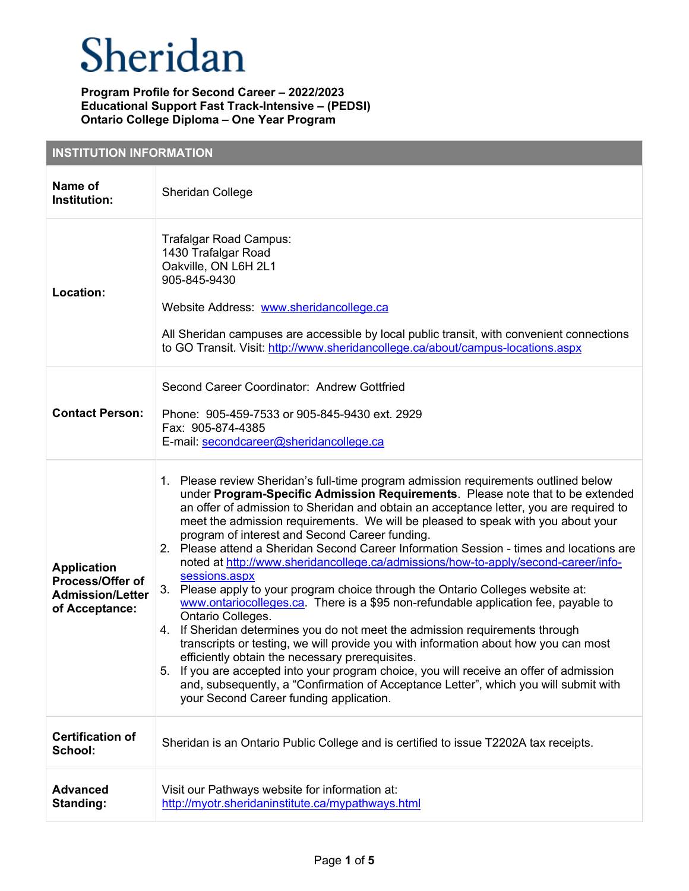# Sheridan

**Program Profile for Second Career – 2022/2023**
**Educational Support Fast Track-Intensive – (PEDSI)**
**Ontario College Diploma – One Year Program**

| **INSTITUTION INFORMATION** | |
|---|---|
| **Name of Institution:** | Sheridan College |
| **Location:** | Trafalgar Road Campus:<br>1430 Trafalgar Road<br>Oakville, ON L6H 2L1<br>905-845-9430<br><br>Website Address: www.sheridancollege.ca<br><br>All Sheridan campuses are accessible by local public transit, with convenient connections to GO Transit. Visit: http://www.sheridancollege.ca/about/campus-locations.aspx |
| **Contact Person:** | Second Career Coordinator: Andrew Gottfried<br><br>Phone: 905-459-7533 or 905-845-9430 ext. 2929<br>Fax: 905-874-4385<br>E-mail: secondcareer@sheridancollege.ca |
| **Application Process/Offer of Admission/Letter of Acceptance:** | 1. Please review Sheridan's full-time program admission requirements outlined below under **Program-Specific Admission Requirements**. Please note that to be extended an offer of admission to Sheridan and obtain an acceptance letter, you are required to meet the admission requirements. We will be pleased to speak with you about your program of interest and Second Career funding.<br>2. Please attend a Sheridan Second Career Information Session - times and locations are noted at http://www.sheridancollege.ca/admissions/how-to-apply/second-career/info-sessions.aspx<br>3. Please apply to your program choice through the Ontario Colleges website at: www.ontariocolleges.ca. There is a $95 non-refundable application fee, payable to Ontario Colleges.<br>4. If Sheridan determines you do not meet the admission requirements through transcripts or testing, we will provide you with information about how you can most efficiently obtain the necessary prerequisites.<br>5. If you are accepted into your program choice, you will receive an offer of admission and, subsequently, a "Confirmation of Acceptance Letter", which you will submit with your Second Career funding application. |
| **Certification of School:** | Sheridan is an Ontario Public College and is certified to issue T2202A tax receipts. |
| **Advanced Standing:** | Visit our Pathways website for information at:<br>http://myotr.sheridaninstitute.ca/mypathways.html |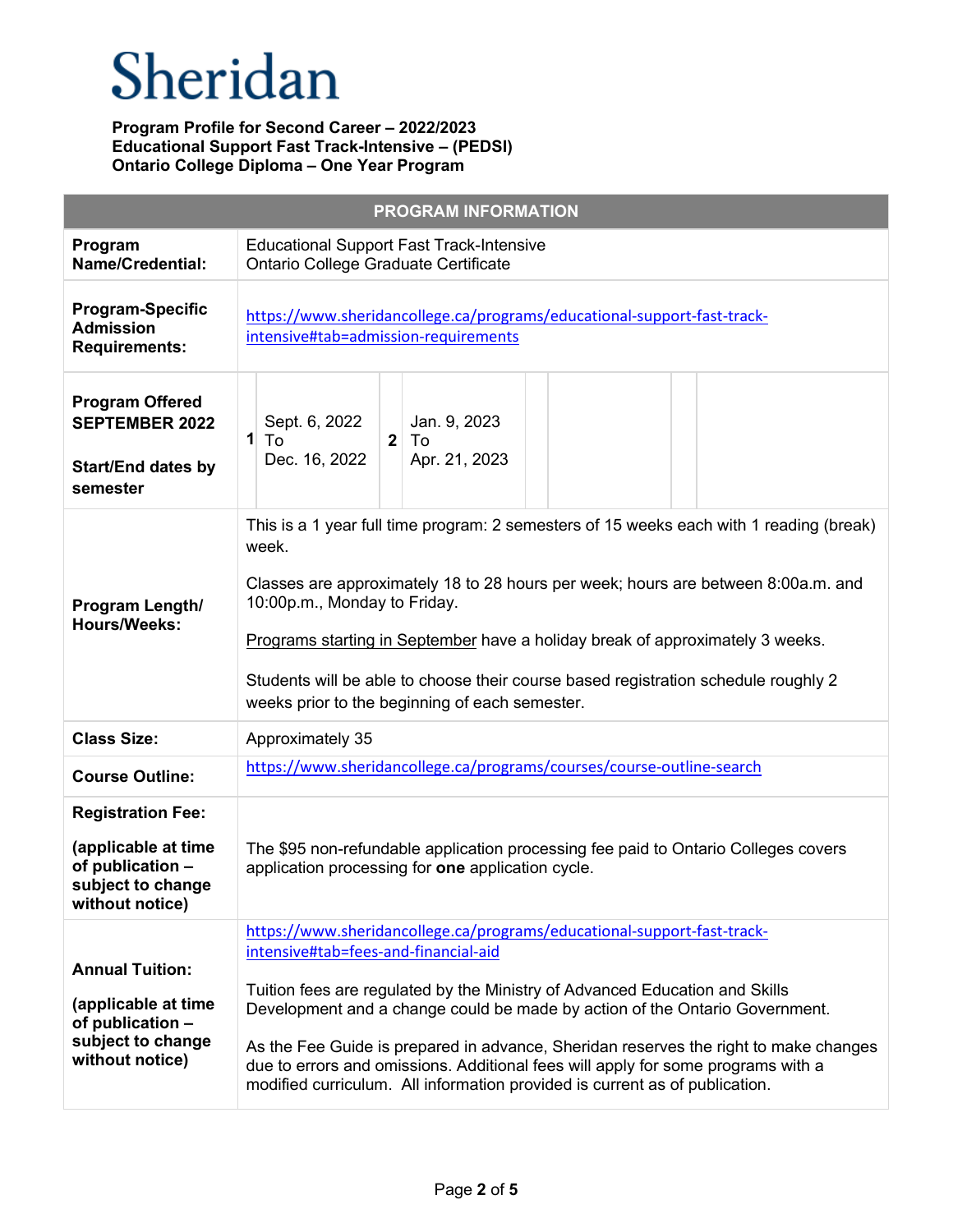# Sheridan

**Program Profile for Second Career – 2022/2023**
**Educational Support Fast Track-Intensive – (PEDSI)**
**Ontario College Diploma – One Year Program**

| PROGRAM INFORMATION | |
|---|---|
| **Program Name/Credential:** | Educational Support Fast Track-Intensive<br>Ontario College Graduate Certificate |
| **Program-Specific Admission Requirements:** | https://www.sheridancollege.ca/programs/educational-support-fast-track-intensive#tab=admission-requirements |
| **Program Offered SEPTEMBER 2022**<br><br>**Start/End dates by semester** | **1** Sept. 6, 2022 To Dec. 16, 2022<br>**2** Jan. 9, 2023 To Apr. 21, 2023 |
| **Program Length/ Hours/Weeks:** | This is a 1 year full time program: 2 semesters of 15 weeks each with 1 reading (break) week.<br><br>Classes are approximately 18 to 28 hours per week; hours are between 8:00a.m. and 10:00p.m., Monday to Friday.<br><br>Programs starting in September have a holiday break of approximately 3 weeks.<br><br>Students will be able to choose their course based registration schedule roughly 2 weeks prior to the beginning of each semester. |
| **Class Size:** | Approximately 35 |
| **Course Outline:** | https://www.sheridancollege.ca/programs/courses/course-outline-search |
| **Registration Fee:**<br><br>**(applicable at time of publication – subject to change without notice)** | The $95 non-refundable application processing fee paid to Ontario Colleges covers application processing for **one** application cycle. |
| **Annual Tuition:**<br><br>**(applicable at time of publication – subject to change without notice)** | https://www.sheridancollege.ca/programs/educational-support-fast-track-intensive#tab=fees-and-financial-aid<br><br>Tuition fees are regulated by the Ministry of Advanced Education and Skills Development and a change could be made by action of the Ontario Government.<br><br>As the Fee Guide is prepared in advance, Sheridan reserves the right to make changes due to errors and omissions. Additional fees will apply for some programs with a modified curriculum. All information provided is current as of publication. |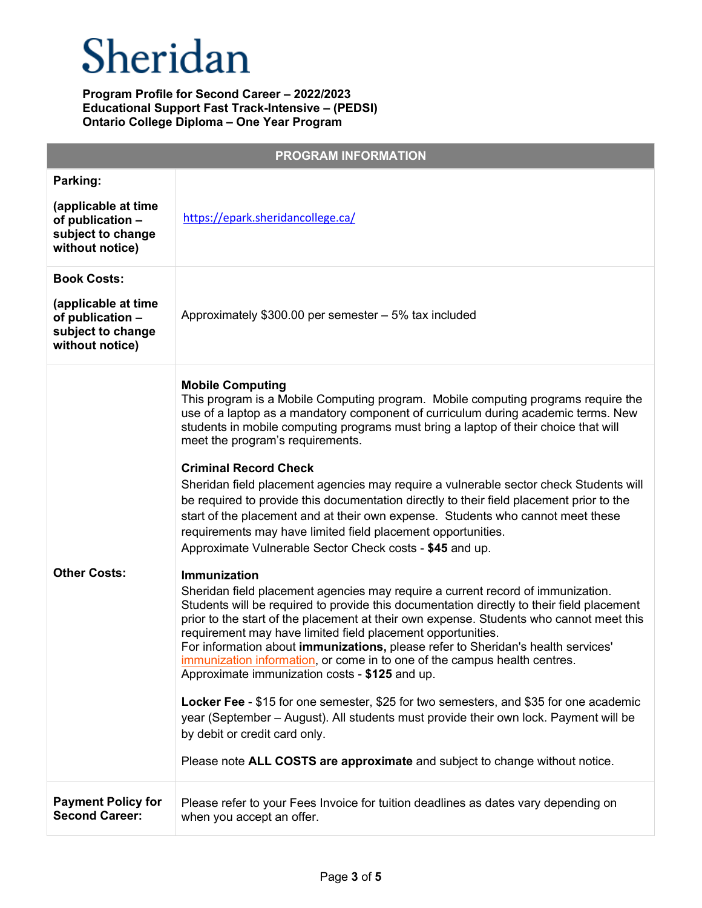Sheridan

**Program Profile for Second Career – 2022/2023**
**Educational Support Fast Track-Intensive – (PEDSI)**
**Ontario College Diploma – One Year Program**

| PROGRAM INFORMATION | |
|---|---|
| **Parking:** <br><br> **(applicable at time of publication – subject to change without notice)** | https://epark.sheridancollege.ca/ |
| **Book Costs:** <br><br> **(applicable at time of publication – subject to change without notice)** | Approximately $300.00 per semester – 5% tax included |
| **Other Costs:** | **Mobile Computing** <br> This program is a Mobile Computing program. Mobile computing programs require the use of a laptop as a mandatory component of curriculum during academic terms. New students in mobile computing programs must bring a laptop of their choice that will meet the program's requirements. <br><br> **Criminal Record Check** <br> Sheridan field placement agencies may require a vulnerable sector check Students will be required to provide this documentation directly to their field placement prior to the start of the placement and at their own expense. Students who cannot meet these requirements may have limited field placement opportunities. <br> Approximate Vulnerable Sector Check costs - **$45** and up. <br><br> **Immunization** <br> Sheridan field placement agencies may require a current record of immunization. Students will be required to provide this documentation directly to their field placement prior to the start of the placement at their own expense. Students who cannot meet this requirement may have limited field placement opportunities. <br> For information about **immunizations,** please refer to Sheridan's health services' immunization information, or come in to one of the campus health centres. <br> Approximate immunization costs - **$125** and up. <br><br> **Locker Fee** - $15 for one semester, $25 for two semesters, and $35 for one academic year (September – August). All students must provide their own lock. Payment will be by debit or credit card only. <br><br> Please note **ALL COSTS are approximate** and subject to change without notice. |
| **Payment Policy for Second Career:** | Please refer to your Fees Invoice for tuition deadlines as dates vary depending on when you accept an offer. |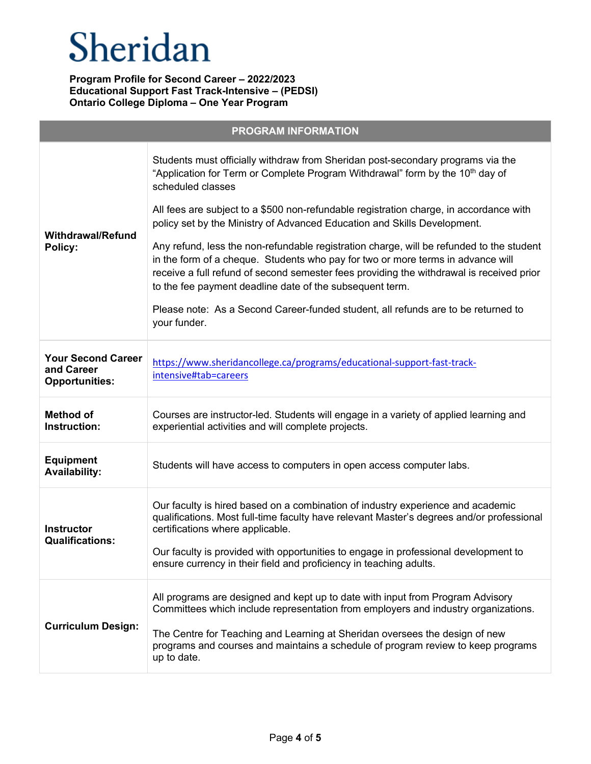# Sheridan

**Program Profile for Second Career – 2022/2023**
**Educational Support Fast Track-Intensive – (PEDSI)**
**Ontario College Diploma – One Year Program**

| PROGRAM INFORMATION | |
|---|---|
| **Withdrawal/Refund Policy:** | Students must officially withdraw from Sheridan post-secondary programs via the "Application for Term or Complete Program Withdrawal" form by the 10th day of scheduled classes<br><br>All fees are subject to a $500 non-refundable registration charge, in accordance with policy set by the Ministry of Advanced Education and Skills Development.<br><br>Any refund, less the non-refundable registration charge, will be refunded to the student in the form of a cheque. Students who pay for two or more terms in advance will receive a full refund of second semester fees providing the withdrawal is received prior to the fee payment deadline date of the subsequent term.<br><br>Please note: As a Second Career-funded student, all refunds are to be returned to your funder. |
| **Your Second Career and Career Opportunities:** | https://www.sheridancollege.ca/programs/educational-support-fast-track-intensive#tab=careers |
| **Method of Instruction:** | Courses are instructor-led. Students will engage in a variety of applied learning and experiential activities and will complete projects. |
| **Equipment Availability:** | Students will have access to computers in open access computer labs. |
| **Instructor Qualifications:** | Our faculty is hired based on a combination of industry experience and academic qualifications. Most full-time faculty have relevant Master's degrees and/or professional certifications where applicable.<br><br>Our faculty is provided with opportunities to engage in professional development to ensure currency in their field and proficiency in teaching adults. |
| **Curriculum Design:** | All programs are designed and kept up to date with input from Program Advisory Committees which include representation from employers and industry organizations.<br><br>The Centre for Teaching and Learning at Sheridan oversees the design of new programs and courses and maintains a schedule of program review to keep programs up to date. |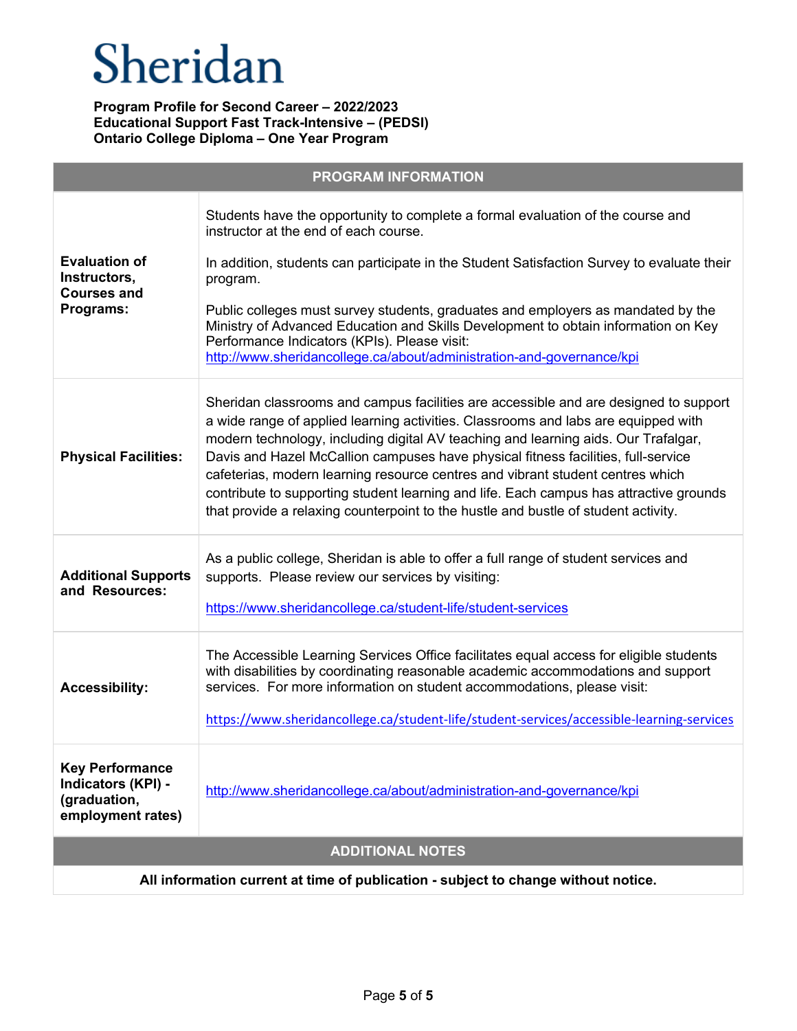# Sheridan

**Program Profile for Second Career – 2022/2023**
**Educational Support Fast Track-Intensive – (PEDSI)**
**Ontario College Diploma – One Year Program**

| PROGRAM INFORMATION | |
|---|---|
| **Evaluation of Instructors, Courses and Programs:** | Students have the opportunity to complete a formal evaluation of the course and instructor at the end of each course.<br><br>In addition, students can participate in the Student Satisfaction Survey to evaluate their program.<br><br>Public colleges must survey students, graduates and employers as mandated by the Ministry of Advanced Education and Skills Development to obtain information on Key Performance Indicators (KPIs). Please visit: http://www.sheridancollege.ca/about/administration-and-governance/kpi |
| **Physical Facilities:** | Sheridan classrooms and campus facilities are accessible and are designed to support a wide range of applied learning activities. Classrooms and labs are equipped with modern technology, including digital AV teaching and learning aids. Our Trafalgar, Davis and Hazel McCallion campuses have physical fitness facilities, full-service cafeterias, modern learning resource centres and vibrant student centres which contribute to supporting student learning and life. Each campus has attractive grounds that provide a relaxing counterpoint to the hustle and bustle of student activity. |
| **Additional Supports and Resources:** | As a public college, Sheridan is able to offer a full range of student services and supports. Please review our services by visiting:<br><br>https://www.sheridancollege.ca/student-life/student-services |
| **Accessibility:** | The Accessible Learning Services Office facilitates equal access for eligible students with disabilities by coordinating reasonable academic accommodations and support services. For more information on student accommodations, please visit:<br><br>https://www.sheridancollege.ca/student-life/student-services/accessible-learning-services |
| **Key Performance Indicators (KPI) - (graduation, employment rates)** | http://www.sheridancollege.ca/about/administration-and-governance/kpi |

**ADDITIONAL NOTES**

**All information current at time of publication - subject to change without notice.**